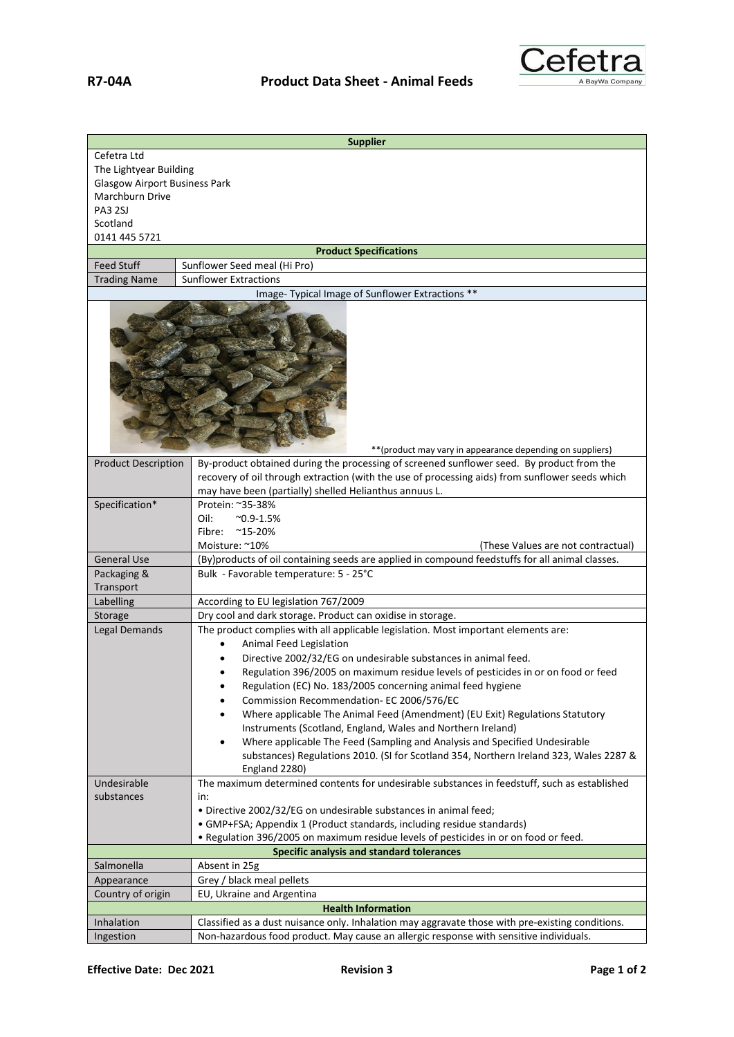**R7-04A** **Product Data Sheet - Animal Feeds**

Cefetra
A BayWa Company

| **Supplier** | |
|---|---|
| Cefetra Ltd<br>The Lightyear Building<br>Glasgow Airport Business Park<br>Marchburn Drive<br>PA3 2SJ<br>Scotland<br>0141 445 5721 | |
| **Product Specifications** | |
| Feed Stuff | Sunflower Seed meal (Hi Pro) |
| Trading Name | Sunflower Extractions |
| Image- Typical Image of Sunflower Extractions ** | |
| **(product may vary in appearance depending on suppliers) | |
| Product Description | By-product obtained during the processing of screened sunflower seed. By product from the recovery of oil through extraction (with the use of processing aids) from sunflower seeds which may have been (partially) shelled Helianthus annuus L. |
| Specification* | Protein: ~35-38%<br>Oil: ~0.9-1.5%<br>Fibre: ~15-20%<br>Moisture: ~10% (These Values are not contractual) |
| General Use | (By)products of oil containing seeds are applied in compound feedstuffs for all animal classes. |
| Packaging & Transport | Bulk - Favorable temperature: 5 - 25°C |
| Labelling | According to EU legislation 767/2009 |
| Storage | Dry cool and dark storage. Product can oxidise in storage. |
| Legal Demands | The product complies with all applicable legislation. Most important elements are:<br>• Animal Feed Legislation<br>• Directive 2002/32/EG on undesirable substances in animal feed.<br>• Regulation 396/2005 on maximum residue levels of pesticides in or on food or feed<br>• Regulation (EC) No. 183/2005 concerning animal feed hygiene<br>• Commission Recommendation- EC 2006/576/EC<br>• Where applicable The Animal Feed (Amendment) (EU Exit) Regulations Statutory Instruments (Scotland, England, Wales and Northern Ireland)<br>• Where applicable The Feed (Sampling and Analysis and Specified Undesirable substances) Regulations 2010. (SI for Scotland 354, Northern Ireland 323, Wales 2287 & England 2280) |
| Undesirable substances | The maximum determined contents for undesirable substances in feedstuff, such as established in:<br>• Directive 2002/32/EG on undesirable substances in animal feed;<br>• GMP+FSA; Appendix 1 (Product standards, including residue standards)<br>• Regulation 396/2005 on maximum residue levels of pesticides in or on food or feed. |
| **Specific analysis and standard tolerances** | |
| Salmonella | Absent in 25g |
| Appearance | Grey / black meal pellets |
| Country of origin | EU, Ukraine and Argentina |
| **Health Information** | |
| Inhalation | Classified as a dust nuisance only. Inhalation may aggravate those with pre-existing conditions. |
| Ingestion | Non-hazardous food product. May cause an allergic response with sensitive individuals. |

**Effective Date: Dec 2021** **Revision 3**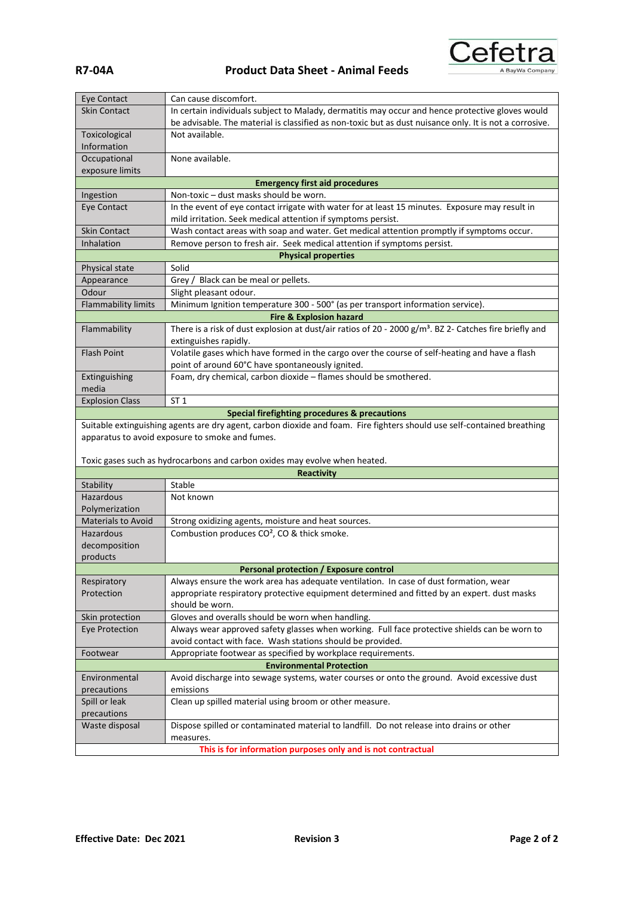| | |
|---|---|
| Eye Contact | Can cause discomfort. |
| Skin Contact | In certain individuals subject to Malady, dermatitis may occur and hence protective gloves would be advisable. The material is classified as non-toxic but as dust nuisance only. It is not a corrosive. |
| Toxicological Information | Not available. |
| Occupational exposure limits | None available. |
| **Emergency first aid procedures** | |
| Ingestion | Non-toxic – dust masks should be worn. |
| Eye Contact | In the event of eye contact irrigate with water for at least 15 minutes. Exposure may result in mild irritation. Seek medical attention if symptoms persist. |
| Skin Contact | Wash contact areas with soap and water. Get medical attention promptly if symptoms occur. |
| Inhalation | Remove person to fresh air. Seek medical attention if symptoms persist. |
| **Physical properties** | |
| Physical state | Solid |
| Appearance | Grey / Black can be meal or pellets. |
| Odour | Slight pleasant odour. |
| Flammability limits | Minimum Ignition temperature 300 - 500° (as per transport information service). |
| **Fire & Explosion hazard** | |
| Flammability | There is a risk of dust explosion at dust/air ratios of 20 - 2000 g/m³. BZ 2- Catches fire briefly and extinguishes rapidly. |
| Flash Point | Volatile gases which have formed in the cargo over the course of self-heating and have a flash point of around 60°C have spontaneously ignited. |
| Extinguishing media | Foam, dry chemical, carbon dioxide – flames should be smothered. |
| Explosion Class | ST 1 |
| **Special firefighting procedures & precautions** | |
| Suitable extinguishing agents are dry agent, carbon dioxide and foam. Fire fighters should use self-contained breathing apparatus to avoid exposure to smoke and fumes. Toxic gases such as hydrocarbons and carbon oxides may evolve when heated. | |
| **Reactivity** | |
| Stability | Stable |
| Hazardous Polymerization | Not known |
| Materials to Avoid | Strong oxidizing agents, moisture and heat sources. |
| Hazardous decomposition products | Combustion produces $CO^2$, CO & thick smoke. |
| **Personal protection / Exposure control** | |
| Respiratory Protection | Always ensure the work area has adequate ventilation. In case of dust formation, wear appropriate respiratory protective equipment determined and fitted by an expert. dust masks should be worn. |
| Skin protection | Gloves and overalls should be worn when handling. |
| Eye Protection | Always wear approved safety glasses when working. Full face protective shields can be worn to avoid contact with face. Wash stations should be provided. |
| Footwear | Appropriate footwear as specified by workplace requirements. |
| **Environmental Protection** | |
| Environmental precautions | Avoid discharge into sewage systems, water courses or onto the ground. Avoid excessive dust emissions |
| Spill or leak precautions | Clean up spilled material using broom or other measure. |
| Waste disposal | Dispose spilled or contaminated material to landfill. Do not release into drains or other measures. |

**This is for information purposes only and is not contractual**